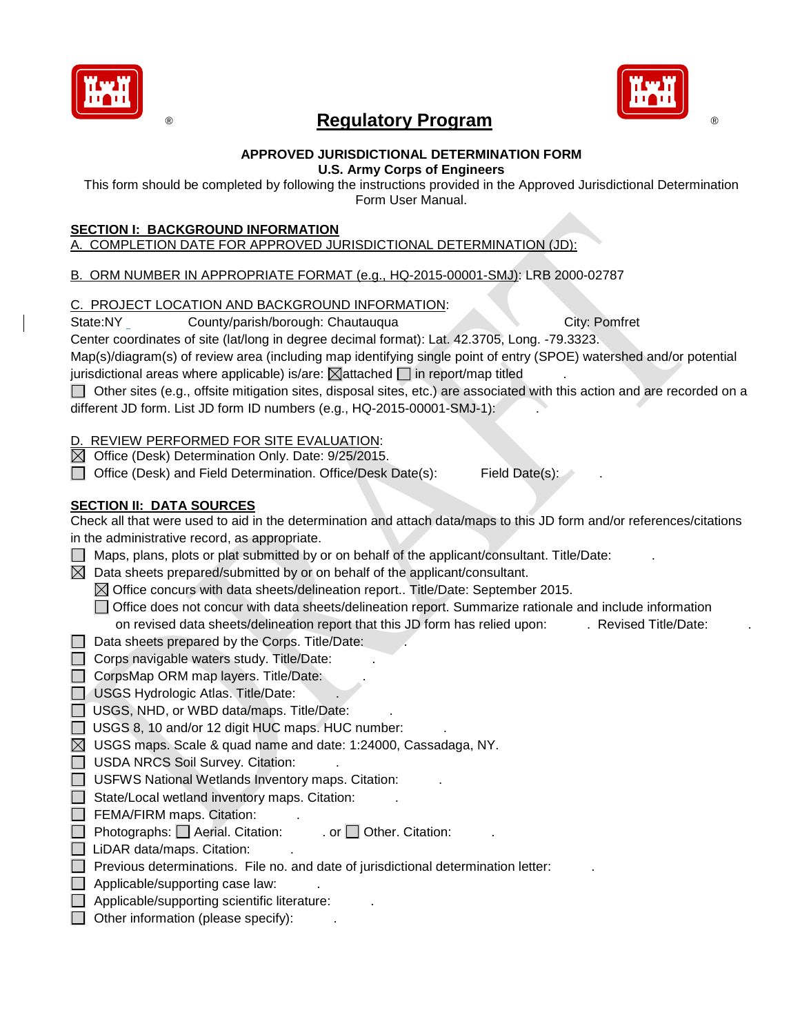# Regulatory Program

**APPROVED JURISDICTIONAL DETERMINATION FORM**
**U.S. Army Corps of Engineers**

This form should be completed by following the instructions provided in the Approved Jurisdictional Determination Form User Manual.

## SECTION I: BACKGROUND INFORMATION

A. COMPLETION DATE FOR APPROVED JURISDICTIONAL DETERMINATION (JD):

B. ORM NUMBER IN APPROPRIATE FORMAT (e.g., HQ-2015-00001-SMJ): LRB 2000-02787

C. PROJECT LOCATION AND BACKGROUND INFORMATION:

State:NY County/parish/borough: Chautauqua City: Pomfret

Center coordinates of site (lat/long in degree decimal format): Lat. 42.3705, Long. -79.3323.

Map(s)/diagram(s) of review area (including map identifying single point of entry (SPOE) watershed and/or potential jurisdictional areas where applicable) is/are: ☒ attached ☐ in report/map titled .

☐ Other sites (e.g., offsite mitigation sites, disposal sites, etc.) are associated with this action and are recorded on a different JD form. List JD form ID numbers (e.g., HQ-2015-00001-SMJ-1): .

D. REVIEW PERFORMED FOR SITE EVALUATION:

☒ Office (Desk) Determination Only. Date: 9/25/2015.

☐ Office (Desk) and Field Determination. Office/Desk Date(s): Field Date(s): .

## SECTION II: DATA SOURCES

Check all that were used to aid in the determination and attach data/maps to this JD form and/or references/citations in the administrative record, as appropriate.

- ☐ Maps, plans, plots or plat submitted by or on behalf of the applicant/consultant. Title/Date: .
- ☒ Data sheets prepared/submitted by or on behalf of the applicant/consultant.
  - ☒ Office concurs with data sheets/delineation report.. Title/Date: September 2015.
  - ☐ Office does not concur with data sheets/delineation report. Summarize rationale and include information on revised data sheets/delineation report that this JD form has relied upon: . Revised Title/Date: .
- ☐ Data sheets prepared by the Corps. Title/Date: .
- ☐ Corps navigable waters study. Title/Date: .
- ☐ CorpsMap ORM map layers. Title/Date: .
- ☐ USGS Hydrologic Atlas. Title/Date: .
- ☐ USGS, NHD, or WBD data/maps. Title/Date: .
- ☐ USGS 8, 10 and/or 12 digit HUC maps. HUC number: .
- ☒ USGS maps. Scale & quad name and date: 1:24000, Cassadaga, NY.
- ☐ USDA NRCS Soil Survey. Citation: .
- ☐ USFWS National Wetlands Inventory maps. Citation: .
- ☐ State/Local wetland inventory maps. Citation: .
- ☐ FEMA/FIRM maps. Citation: .
- ☐ Photographs: ☐ Aerial. Citation: . or ☐ Other. Citation: .
- ☐ LiDAR data/maps. Citation: .
- ☐ Previous determinations. File no. and date of jurisdictional determination letter: .
- ☐ Applicable/supporting case law: .
- ☐ Applicable/supporting scientific literature: .
- ☐ Other information (please specify): .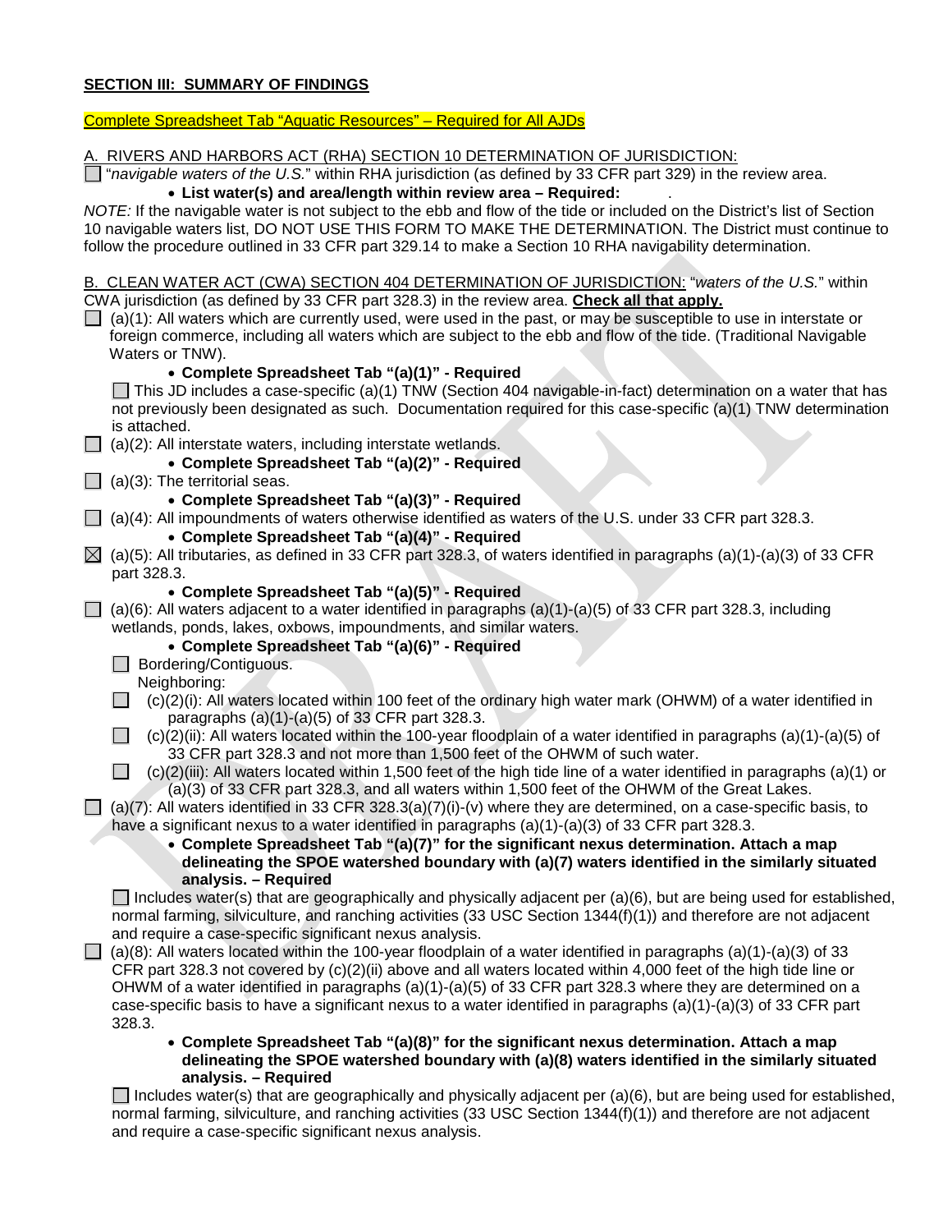**SECTION III: SUMMARY OF FINDINGS**

Complete Spreadsheet Tab "Aquatic Resources" – Required for All AJDs

A. RIVERS AND HARBORS ACT (RHA) SECTION 10 DETERMINATION OF JURISDICTION:

☐ "*navigable waters of the U.S.*" within RHA jurisdiction (as defined by 33 CFR part 329) in the review area.

- **List water(s) and area/length within review area – Required:** .

*NOTE:* If the navigable water is not subject to the ebb and flow of the tide or included on the District's list of Section 10 navigable waters list, DO NOT USE THIS FORM TO MAKE THE DETERMINATION. The District must continue to follow the procedure outlined in 33 CFR part 329.14 to make a Section 10 RHA navigability determination.

B. CLEAN WATER ACT (CWA) SECTION 404 DETERMINATION OF JURISDICTION: "*waters of the U.S.*" within CWA jurisdiction (as defined by 33 CFR part 328.3) in the review area. **Check all that apply.**

☐ (a)(1): All waters which are currently used, were used in the past, or may be susceptible to use in interstate or foreign commerce, including all waters which are subject to the ebb and flow of the tide. (Traditional Navigable Waters or TNW).

- **Complete Spreadsheet Tab "(a)(1)" - Required**

☐ This JD includes a case-specific (a)(1) TNW (Section 404 navigable-in-fact) determination on a water that has not previously been designated as such. Documentation required for this case-specific (a)(1) TNW determination is attached.

☐ (a)(2): All interstate waters, including interstate wetlands.

- **Complete Spreadsheet Tab "(a)(2)" - Required**

☐ (a)(3): The territorial seas.

- **Complete Spreadsheet Tab "(a)(3)" - Required**

☐ (a)(4): All impoundments of waters otherwise identified as waters of the U.S. under 33 CFR part 328.3.

- **Complete Spreadsheet Tab "(a)(4)" - Required**

☒ (a)(5): All tributaries, as defined in 33 CFR part 328.3, of waters identified in paragraphs (a)(1)-(a)(3) of 33 CFR part 328.3.

- **Complete Spreadsheet Tab "(a)(5)" - Required**

☐ (a)(6): All waters adjacent to a water identified in paragraphs (a)(1)-(a)(5) of 33 CFR part 328.3, including wetlands, ponds, lakes, oxbows, impoundments, and similar waters.

- **Complete Spreadsheet Tab "(a)(6)" - Required**

☐ Bordering/Contiguous.

Neighboring:

☐ (c)(2)(i): All waters located within 100 feet of the ordinary high water mark (OHWM) of a water identified in paragraphs (a)(1)-(a)(5) of 33 CFR part 328.3.

☐ (c)(2)(ii): All waters located within the 100-year floodplain of a water identified in paragraphs (a)(1)-(a)(5) of 33 CFR part 328.3 and not more than 1,500 feet of the OHWM of such water.

☐ (c)(2)(iii): All waters located within 1,500 feet of the high tide line of a water identified in paragraphs (a)(1) or (a)(3) of 33 CFR part 328.3, and all waters within 1,500 feet of the OHWM of the Great Lakes.

☐ (a)(7): All waters identified in 33 CFR 328.3(a)(7)(i)-(v) where they are determined, on a case-specific basis, to have a significant nexus to a water identified in paragraphs (a)(1)-(a)(3) of 33 CFR part 328.3.

- **Complete Spreadsheet Tab "(a)(7)" for the significant nexus determination. Attach a map delineating the SPOE watershed boundary with (a)(7) waters identified in the similarly situated analysis. – Required**

☐ Includes water(s) that are geographically and physically adjacent per (a)(6), but are being used for established, normal farming, silviculture, and ranching activities (33 USC Section 1344(f)(1)) and therefore are not adjacent and require a case-specific significant nexus analysis.

☐ (a)(8): All waters located within the 100-year floodplain of a water identified in paragraphs (a)(1)-(a)(3) of 33 CFR part 328.3 not covered by (c)(2)(ii) above and all waters located within 4,000 feet of the high tide line or OHWM of a water identified in paragraphs (a)(1)-(a)(5) of 33 CFR part 328.3 where they are determined on a case-specific basis to have a significant nexus to a water identified in paragraphs (a)(1)-(a)(3) of 33 CFR part 328.3.

- **Complete Spreadsheet Tab "(a)(8)" for the significant nexus determination. Attach a map delineating the SPOE watershed boundary with (a)(8) waters identified in the similarly situated analysis. – Required**

☐ Includes water(s) that are geographically and physically adjacent per (a)(6), but are being used for established, normal farming, silviculture, and ranching activities (33 USC Section 1344(f)(1)) and therefore are not adjacent and require a case-specific significant nexus analysis.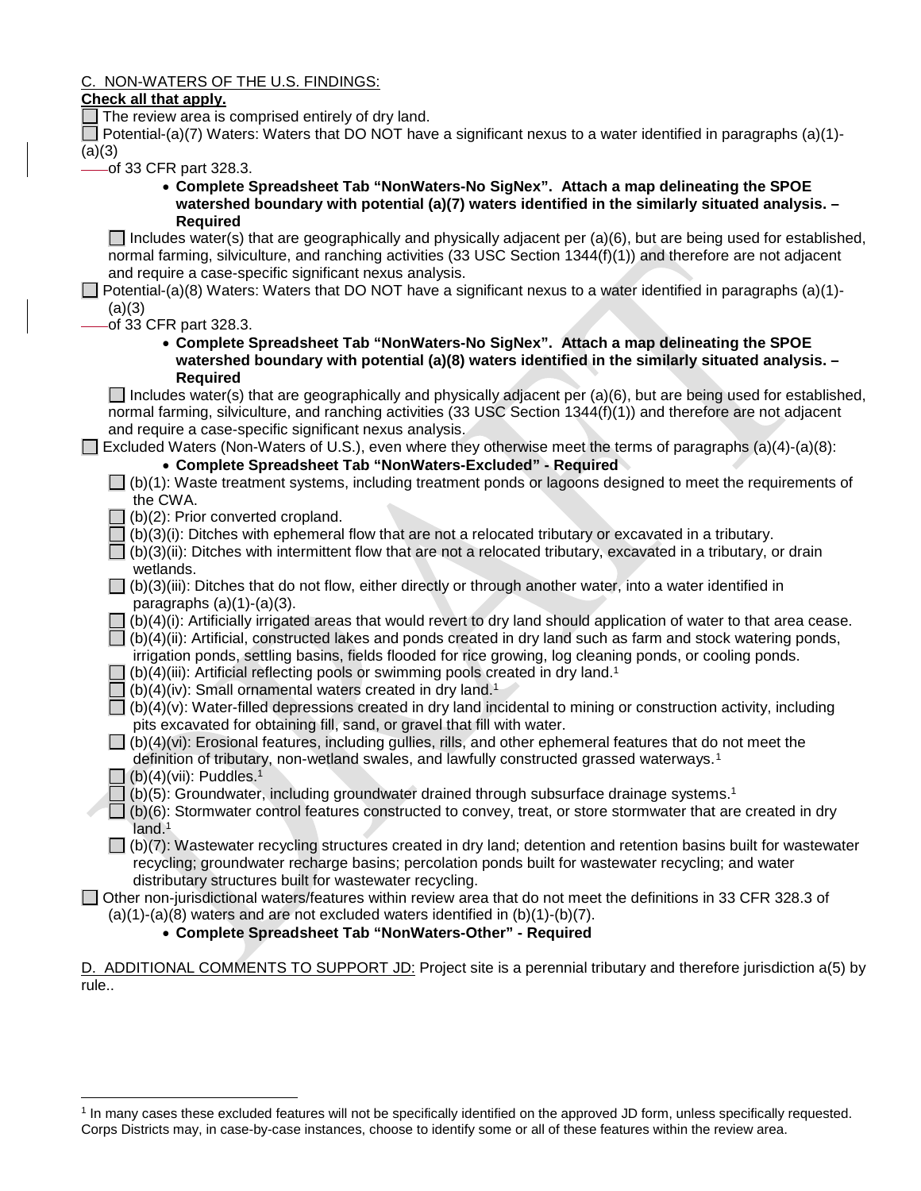C. NON-WATERS OF THE U.S. FINDINGS:

**Check all that apply.**

☐ The review area is comprised entirely of dry land.

☐ Potential-(a)(7) Waters: Waters that DO NOT have a significant nexus to a water identified in paragraphs (a)(1)-(a)(3) of 33 CFR part 328.3.

- **Complete Spreadsheet Tab "NonWaters-No SigNex". Attach a map delineating the SPOE watershed boundary with potential (a)(7) waters identified in the similarly situated analysis. – Required**

☐ Includes water(s) that are geographically and physically adjacent per (a)(6), but are being used for established, normal farming, silviculture, and ranching activities (33 USC Section 1344(f)(1)) and therefore are not adjacent and require a case-specific significant nexus analysis.

☐ Potential-(a)(8) Waters: Waters that DO NOT have a significant nexus to a water identified in paragraphs (a)(1)-(a)(3) of 33 CFR part 328.3.

- **Complete Spreadsheet Tab "NonWaters-No SigNex". Attach a map delineating the SPOE watershed boundary with potential (a)(8) waters identified in the similarly situated analysis. – Required**

☐ Includes water(s) that are geographically and physically adjacent per (a)(6), but are being used for established, normal farming, silviculture, and ranching activities (33 USC Section 1344(f)(1)) and therefore are not adjacent and require a case-specific significant nexus analysis.

☐ Excluded Waters (Non-Waters of U.S.), even where they otherwise meet the terms of paragraphs (a)(4)-(a)(8):

- **Complete Spreadsheet Tab "NonWaters-Excluded" - Required**

☐ (b)(1): Waste treatment systems, including treatment ponds or lagoons designed to meet the requirements of the CWA.

☐ (b)(2): Prior converted cropland.

☐ (b)(3)(i): Ditches with ephemeral flow that are not a relocated tributary or excavated in a tributary.

☐ (b)(3)(ii): Ditches with intermittent flow that are not a relocated tributary, excavated in a tributary, or drain wetlands.

☐ (b)(3)(iii): Ditches that do not flow, either directly or through another water, into a water identified in paragraphs (a)(1)-(a)(3).

☐ (b)(4)(i): Artificially irrigated areas that would revert to dry land should application of water to that area cease.

☐ (b)(4)(ii): Artificial, constructed lakes and ponds created in dry land such as farm and stock watering ponds, irrigation ponds, settling basins, fields flooded for rice growing, log cleaning ponds, or cooling ponds.

☐ (b)(4)(iii): Artificial reflecting pools or swimming pools created in dry land.[1]

☐ (b)(4)(iv): Small ornamental waters created in dry land.[1]

☐ (b)(4)(v): Water-filled depressions created in dry land incidental to mining or construction activity, including pits excavated for obtaining fill, sand, or gravel that fill with water.

☐ (b)(4)(vi): Erosional features, including gullies, rills, and other ephemeral features that do not meet the definition of tributary, non-wetland swales, and lawfully constructed grassed waterways.[1]

☐ (b)(4)(vii): Puddles.[1]

☐ (b)(5): Groundwater, including groundwater drained through subsurface drainage systems.[1]

☐ (b)(6): Stormwater control features constructed to convey, treat, or store stormwater that are created in dry land.[1]

☐ (b)(7): Wastewater recycling structures created in dry land; detention and retention basins built for wastewater recycling; groundwater recharge basins; percolation ponds built for wastewater recycling; and water distributary structures built for wastewater recycling.

☐ Other non-jurisdictional waters/features within review area that do not meet the definitions in 33 CFR 328.3 of (a)(1)-(a)(8) waters and are not excluded waters identified in (b)(1)-(b)(7).

- **Complete Spreadsheet Tab "NonWaters-Other" - Required**

D. ADDITIONAL COMMENTS TO SUPPORT JD: Project site is a perennial tributary and therefore jurisdiction a(5) by rule..

---

[1] In many cases these excluded features will not be specifically identified on the approved JD form, unless specifically requested. Corps Districts may, in case-by-case instances, choose to identify some or all of these features within the review area.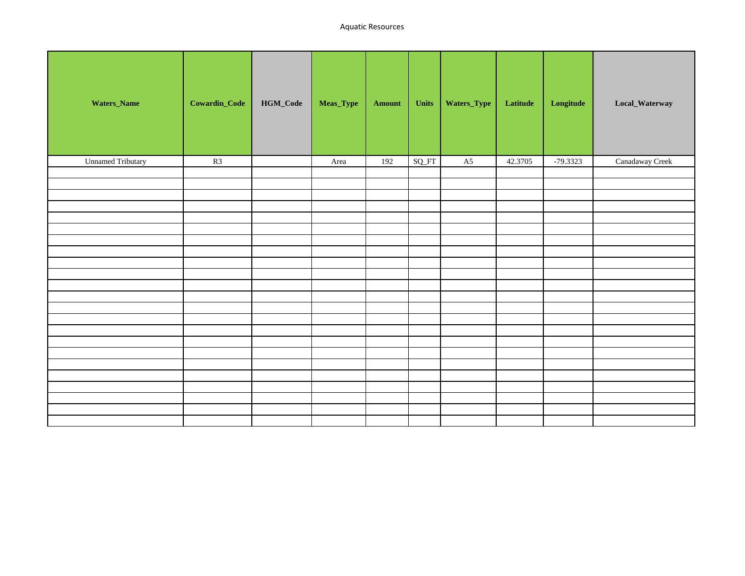Aquatic Resources

| Waters_Name | Cowardin_Code | HGM_Code | Meas_Type | Amount | Units | Waters_Type | Latitude | Longitude | Local_Waterway |
|---|---|---|---|---|---|---|---|---|---|
| Unamed Tributary | R3 | | Area | 192 | SQ_FT | A5 | 42.3705 | -79.3323 | Canadaway Creek |
| | | | | | | | | | |
| | | | | | | | | | |
| | | | | | | | | | |
| | | | | | | | | | |
| | | | | | | | | | |
| | | | | | | | | | |
| | | | | | | | | | |
| | | | | | | | | | |
| | | | | | | | | | |
| | | | | | | | | | |
| | | | | | | | | | |
| | | | | | | | | | |
| | | | | | | | | | |
| | | | | | | | | | |
| | | | | | | | | | |
| | | | | | | | | | |
| | | | | | | | | | |
| | | | | | | | | | |
| | | | | | | | | | |
| | | | | | | | | | |
| | | | | | | | | | |
| | | | | | | | | | |
| | | | | | | | | | |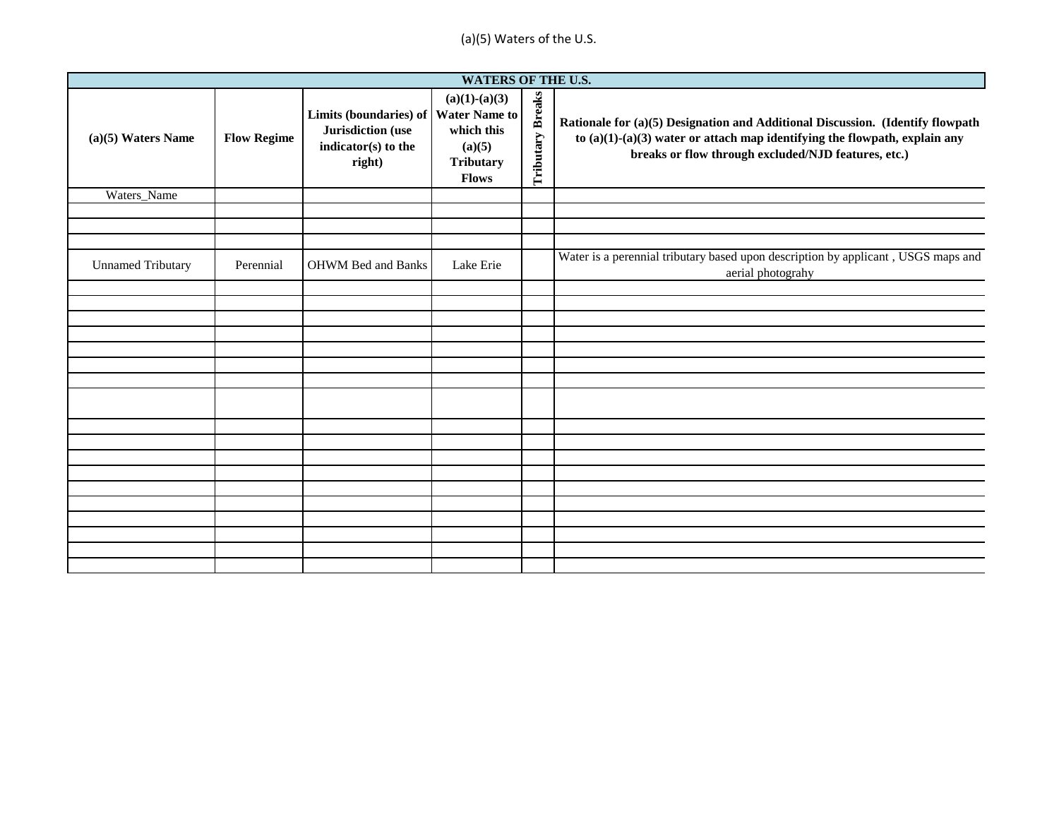# (a)(5) Waters of the U.S.

| WATERS OF THE U.S. | | | | | |
|---|---|---|---|---|---|
| **(a)(5) Waters Name** | **Flow Regime** | **Limits (boundaries) of Jurisdiction (use indicator(s) to the right)** | **(a)(1)-(a)(3) Water Name to which this (a)(5) Tributary Flows** | **Tributary Breaks** | **Rationale for (a)(5) Designation and Additional Discussion. (Identify flowpath to (a)(1)-(a)(3) water or attach map identifying the flowpath, explain any breaks or flow through excluded/NJD features, etc.)** |
| Waters_Name | | | | | |
| | | | | | |
| | | | | | |
| | | | | | |
| Unnamed Tributary | Perennial | OHWM Bed and Banks | Lake Erie | | Water is a perennial tributary based upon description by applicant , USGS maps and aerial photograhy |
| | | | | | |
| | | | | | |
| | | | | | |
| | | | | | |
| | | | | | |
| | | | | | |
| | | | | | |
| | | | | | |
| | | | | | |
| | | | | | |
| | | | | | |
| | | | | | |
| | | | | | |
| | | | | | |
| | | | | | |
| | | | | | |
| | | | | | |
| | | | | | |